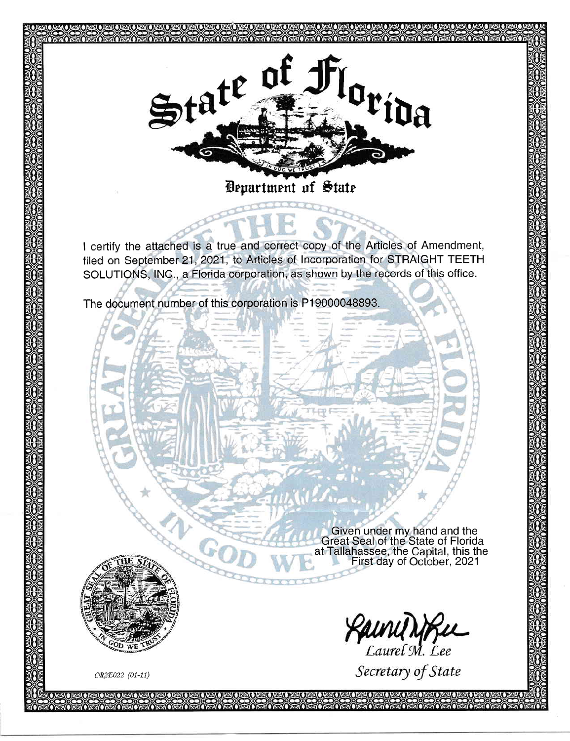# State of Florida

## Department of State

I certify the attached is a true and correct copy of the Articles of Amendment, filed on September 21, 2021, to Articles of Incorporation for STRAIGHT TEETH SOLUTIONS, INC., a Florida corporation, as shown by the records of this office.

The document number of this corporation is P19000048893.

Given under my hand and the Great Seal of the State of Florida at Tallahassee, the Capital, this the First day of October, 2021

*Laurel M. Lee*

*Secretary of State*

*CR2E022 (01-11)*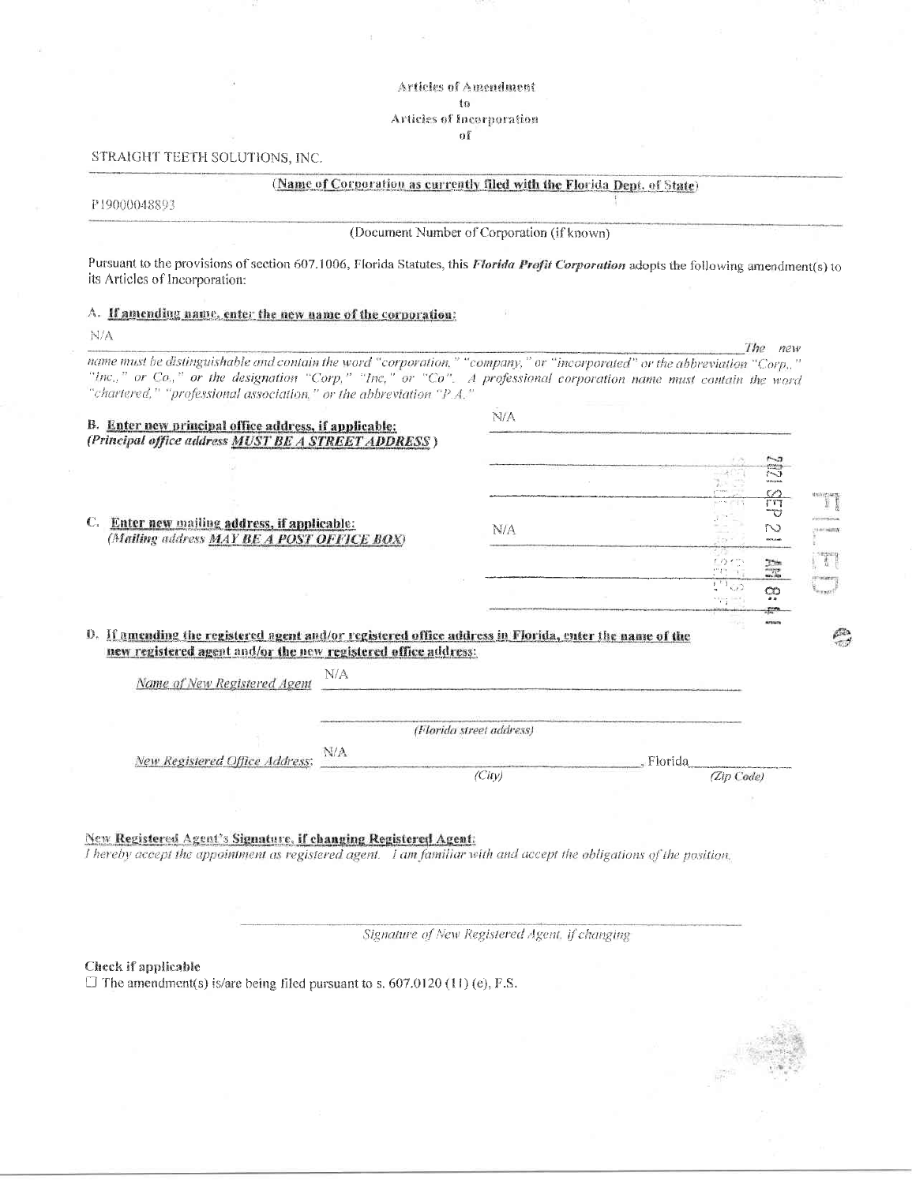Articles of Amendment
to
Articles of Incorporation
of

STRAIGHT TEETH SOLUTIONS, INC.

**(Name of Corporation as currently filed with the Florida Dept. of State)**

P19000048893

(Document Number of Corporation (if known)

Pursuant to the provisions of section 607.1006, Florida Statutes, this ***Florida Profit Corporation*** adopts the following amendment(s) to its Articles of Incorporation:

**A. If amending name, enter the new name of the corporation:**

N/A

*The new name must be distinguishable and contain the word "corporation," "company," or "incorporated" or the abbreviation "Corp.," "Inc.," or Co.," or the designation "Corp," "Inc," or "Co". A professional corporation name must contain the word "chartered," "professional association," or the abbreviation "P.A."*

**B. Enter new principal office address, if applicable:**
***(Principal office address MUST BE A STREET ADDRESS)***

N/A

**C. Enter new mailing address, if applicable:**
***(Mailing address MAY BE A POST OFFICE BOX)***

N/A

2021 SEP 2 AM 8:

**D. If amending the registered agent and/or registered office address in Florida, enter the name of the new registered agent and/or the new registered office address:**

*Name of New Registered Agent* N/A

*(Florida street address)*

*New Registered Office Address:* N/A , Florida
*(City)* *(Zip Code)*

**New Registered Agent's Signature, if changing Registered Agent:**
*I hereby accept the appointment as registered agent. I am familiar with and accept the obligations of the position.*

*Signature of New Registered Agent, if changing*

**Check if applicable**

☐ The amendment(s) is/are being filed pursuant to s. 607.0120 (11) (e), F.S.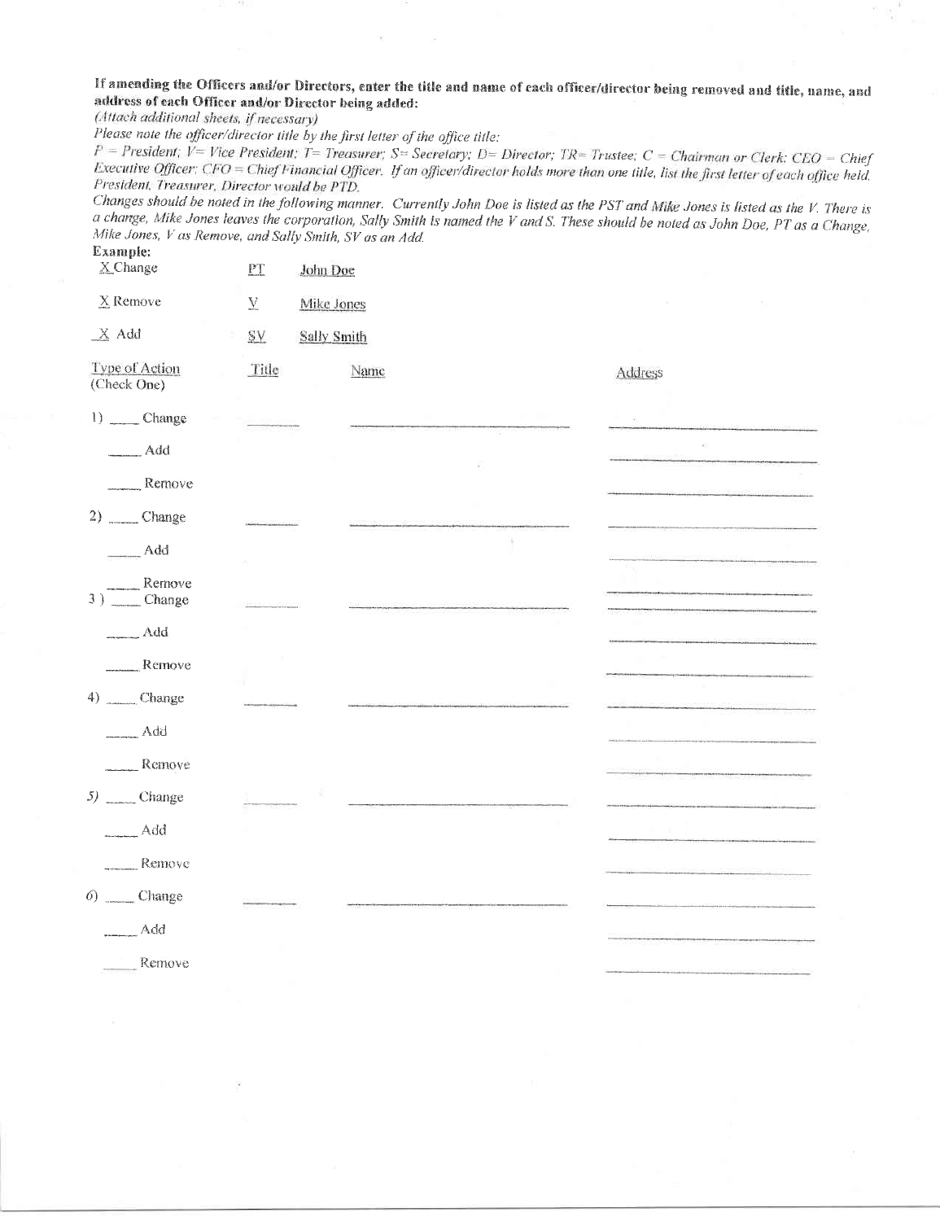**If amending the Officers and/or Directors, enter the title and name of each officer/director being removed and title, name, and address of each Officer and/or Director being added:**

*(Attach additional sheets, if necessary)*

*Please note the officer/director title by the first letter of the office title:*

*P = President; V= Vice President; T= Treasurer; S= Secretary; D= Director; TR= Trustee; C = Chairman or Clerk; CEO = Chief Executive Officer; CFO = Chief Financial Officer. If an officer/director holds more than one title, list the first letter of each office held. President, Treasurer, Director would be PTD.*

*Changes should be noted in the following manner. Currently John Doe is listed as the PST and Mike Jones is listed as the V. There is a change, Mike Jones leaves the corporation, Sally Smith is named the V and S. These should be noted as John Doe, PT as a Change, Mike Jones, V as Remove, and Sally Smith, SV as an Add.*

**Example:**

| | | |
|---|---|---|
| X Change | PT | John Doe |
| X Remove | V | Mike Jones |
| X Add | SV | Sally Smith |

| Type of Action (Check One) | Title | Name | Address |
|---|---|---|---|
| 1) ____ Change | ______ | ______________________ | ______________________ |
| ____ Add | | | ______________________ |
| ____ Remove | | | ______________________ |
| 2) ____ Change | ______ | ______________________ | ______________________ |
| ____ Add | | | ______________________ |
| ____ Remove | | | ______________________ |
| 3) ____ Change | ______ | ______________________ | ______________________ |
| ____ Add | | | ______________________ |
| ____ Remove | | | ______________________ |
| 4) ____ Change | ______ | ______________________ | ______________________ |
| ____ Add | | | ______________________ |
| ____ Remove | | | ______________________ |
| 5) ____ Change | ______ | ______________________ | ______________________ |
| ____ Add | | | ______________________ |
| ____ Remove | | | ______________________ |
| 6) ____ Change | ______ | ______________________ | ______________________ |
| ____ Add | | | ______________________ |
| ____ Remove | | | ______________________ |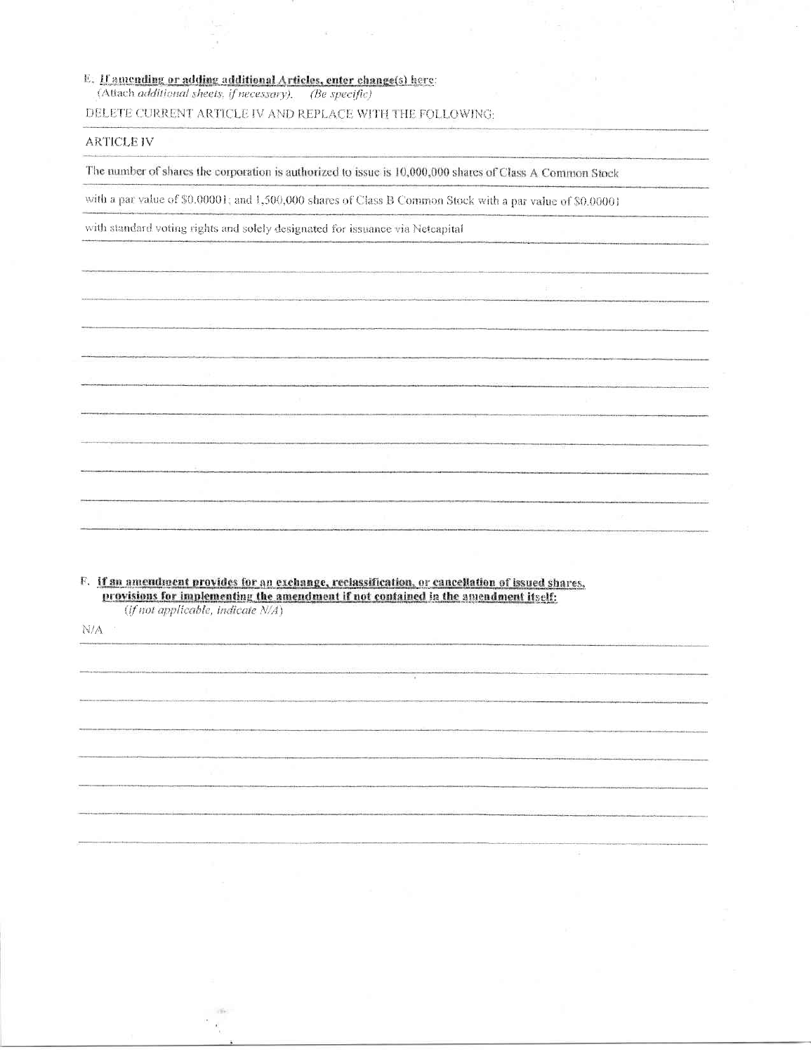**E. If amending or adding additional Articles, enter change(s) here:**
(Attach *additional sheets, if necessary*). *(Be specific)*

DELETE CURRENT ARTICLE IV AND REPLACE WITH THE FOLLOWING:

ARTICLE IV

The number of shares the corporation is authorized to issue is 10,000,000 shares of Class A Common Stock with a par value of $0.00001; and 1,500,000 shares of Class B Common Stock with a par value of $0.00001 with standard voting rights and solely designated for issuance via Netcapital

**F. If an amendment provides for an exchange, reclassification, or cancellation of issued shares, provisions for implementing the amendment if not contained in the amendment itself:**
*(if not applicable, indicate N/A)*

N/A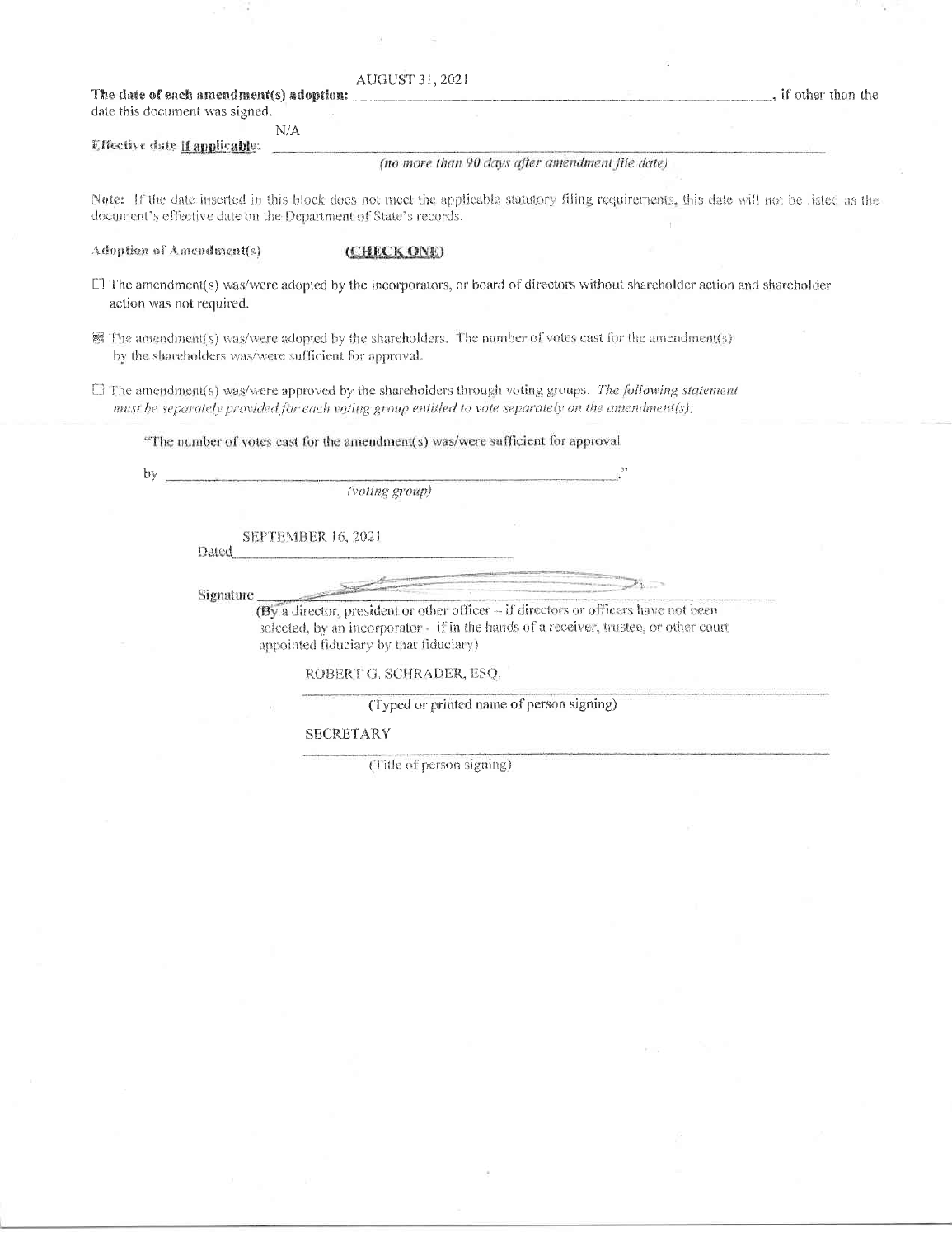**The date of each amendment(s) adoption:** AUGUST 31, 2021, if other than the date this document was signed.

**Effective date if applicable:** N/A

*(no more than 90 days after amendment file date)*

**Note:** If the date inserted in this block does not meet the applicable statutory filing requirements, this date will not be listed as the document's effective date on the Department of State's records.

**Adoption of Amendment(s)** **(CHECK ONE)**

☐ The amendment(s) was/were adopted by the incorporators, or board of directors without shareholder action and shareholder action was not required.

☒ The amendment(s) was/were adopted by the shareholders. The number of votes cast for the amendment(s) by the shareholders was/were sufficient for approval.

☐ The amendment(s) was/were approved by the shareholders through voting groups. *The following statement must be separately provided for each voting group entitled to vote separately on the amendment(s):*

"The number of votes cast for the amendment(s) was/were sufficient for approval

by \_\_\_\_\_\_\_\_\_\_\_\_\_\_\_\_\_\_\_\_\_\_\_\_\_\_\_\_\_\_\_\_\_\_\_\_\_\_\_\_\_\_\_\_."

*(voting group)*

Dated SEPTEMBER 16, 2021

Signature \_\_\_\_\_\_\_\_\_\_\_\_\_\_\_\_\_\_\_\_\_\_\_\_\_\_\_\_\_\_\_\_

(By a director, president or other officer – if directors or officers have not been selected, by an incorporator – if in the hands of a receiver, trustee, or other court appointed fiduciary by that fiduciary)

ROBERT G. SCHRADER, ESQ.

(Typed or printed name of person signing)

SECRETARY

(Title of person signing)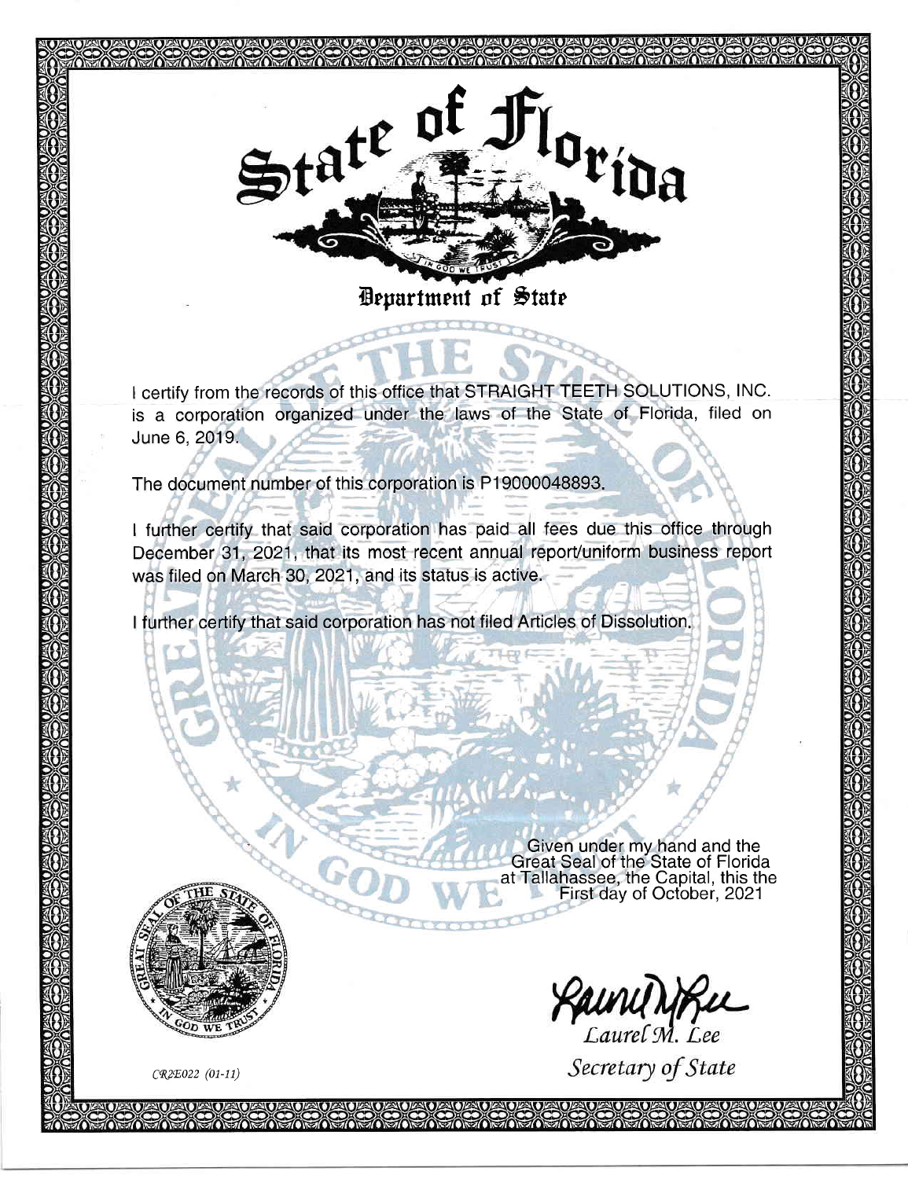# State of Florida

## Department of State

I certify from the records of this office that STRAIGHT TEETH SOLUTIONS, INC. is a corporation organized under the laws of the State of Florida, filed on June 6, 2019.

The document number of this corporation is P19000048893.

I further certify that said corporation has paid all fees due this office through December 31, 2021, that its most recent annual report/uniform business report was filed on March 30, 2021, and its status is active.

I further certify that said corporation has not filed Articles of Dissolution.

Given under my hand and the Great Seal of the State of Florida at Tallahassee, the Capital, this the First day of October, 2021

*Laurel M. Lee*
*Secretary of State*

*CR2E022 (01-11)*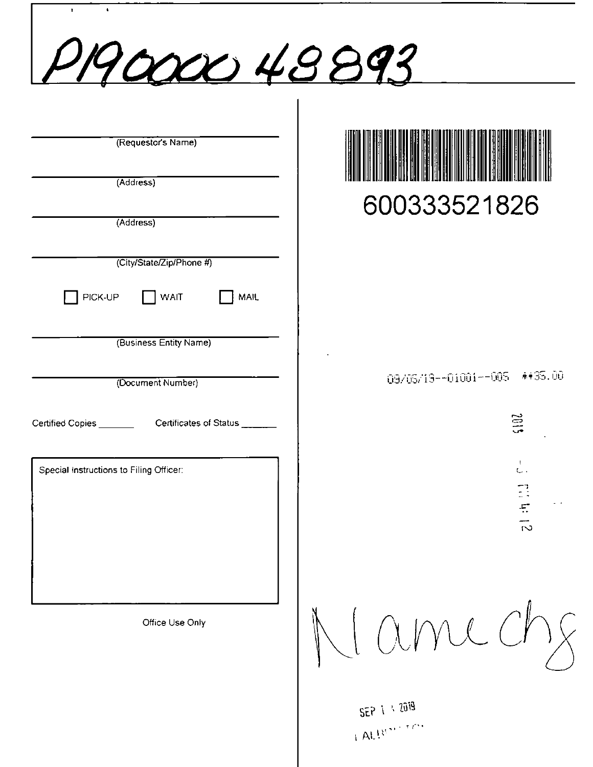P19000048893

(Requestor's Name)

(Address)

(Address)

(City/State/Zip/Phone #)

☐ PICK-UP ☐ WAIT ☐ MAIL

(Business Entity Name)

(Document Number)

Certified Copies _______ Certificates of Status _______

Special Instructions to Filing Officer:

Office Use Only

600333521826

09/05/19--01001--005 **35.00

2019 ... PM 4:12

Name chg

SEP 1 1 2019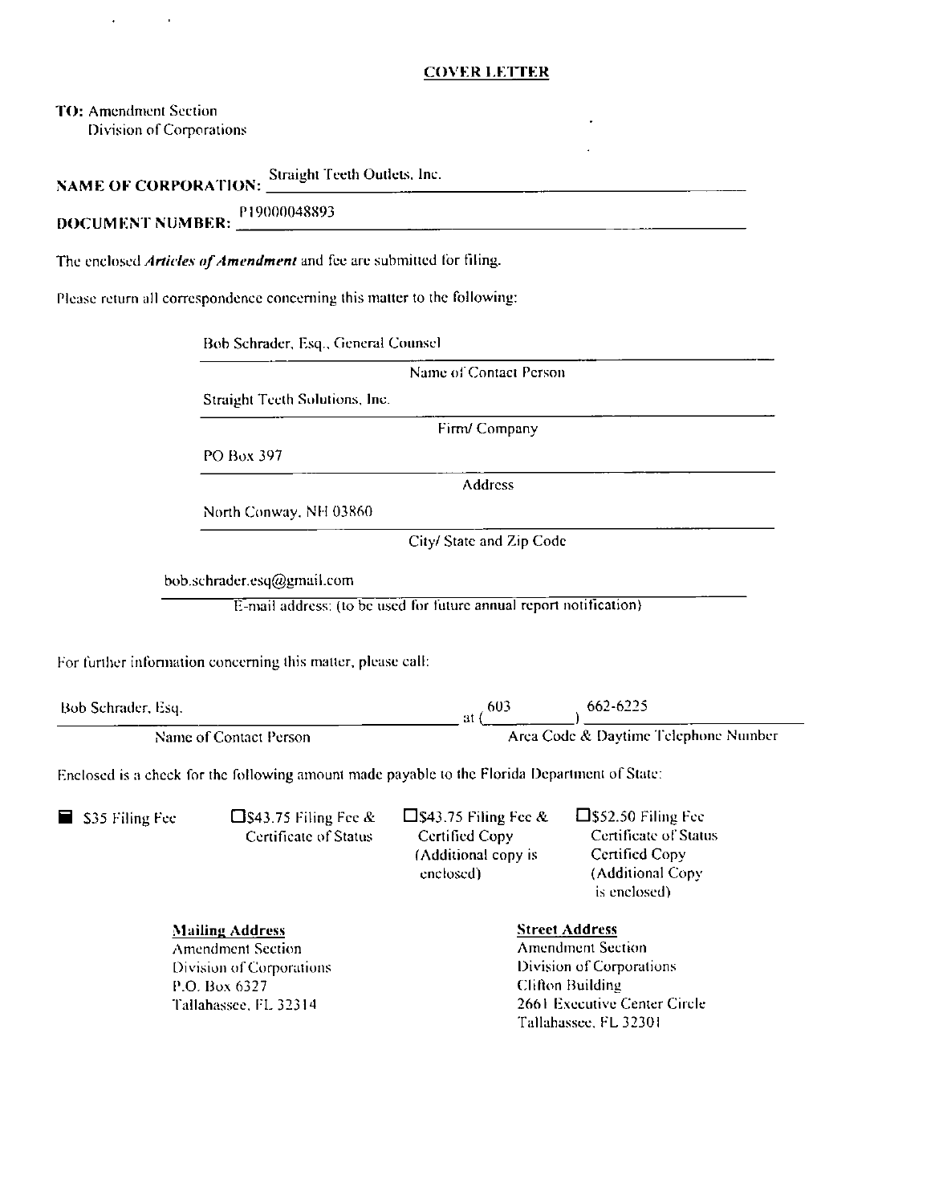**COVER LETTER**

**TO:** Amendment Section
Division of Corporations

**NAME OF CORPORATION:** Straight Teeth Outlets, Inc.

**DOCUMENT NUMBER:** P19000048893

The enclosed ***Articles of Amendment*** and fee are submitted for filing.

Please return all correspondence concerning this matter to the following:

Bob Schrader, Esq., General Counsel
Name of Contact Person

Straight Teeth Solutions, Inc.
Firm/ Company

PO Box 397
Address

North Conway, NH 03860
City/ State and Zip Code

bob.schrader.esq@gmail.com
E-mail address: (to be used for future annual report notification)

For further information concerning this matter, please call:

Bob Schrader, Esq. at (603) 662-6225
Name of Contact Person — Area Code & Daytime Telephone Number

Enclosed is a check for the following amount made payable to the Florida Department of State:

- ■ $35 Filing Fee
- ☐ $43.75 Filing Fee & Certificate of Status
- ☐ $43.75 Filing Fee & Certified Copy (Additional copy is enclosed)
- ☐ $52.50 Filing Fee Certificate of Status Certified Copy (Additional Copy is enclosed)

**Mailing Address**
Amendment Section
Division of Corporations
P.O. Box 6327
Tallahassee, FL 32314

**Street Address**
Amendment Section
Division of Corporations
Clifton Building
2661 Executive Center Circle
Tallahassee, FL 32301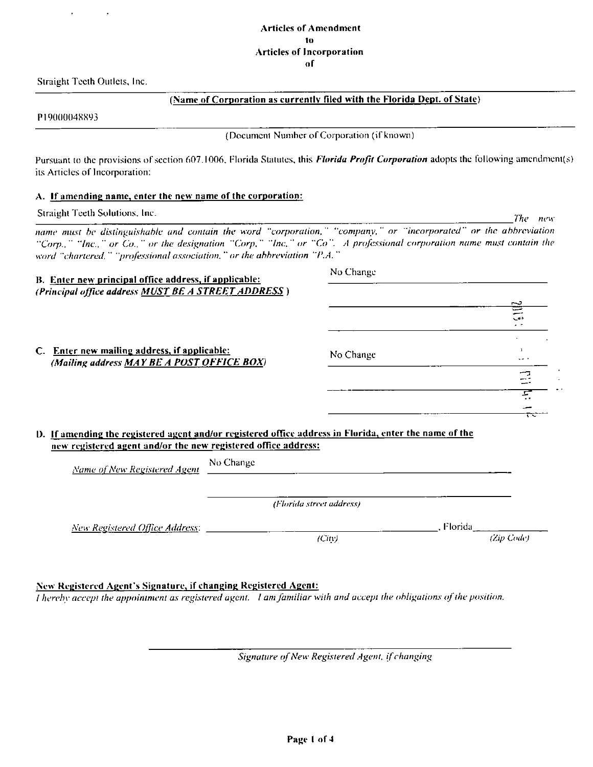**Articles of Amendment**
**to**
**Articles of Incorporation**
**of**

Straight Teeth Outlets, Inc.

**(Name of Corporation as currently filed with the Florida Dept. of State)**

P19000048893

(Document Number of Corporation (if known))

Pursuant to the provisions of section 607.1006, Florida Statutes, this ***Florida Profit Corporation*** adopts the following amendment(s) its Articles of Incorporation:

**A. If amending name, enter the new name of the corporation:**

Straight Teeth Solutions, Inc.

*The new name must be distinguishable and contain the word "corporation," "company," or "incorporated" or the abbreviation "Corp.," "Inc.," or Co.," or the designation "Corp," "Inc," or "Co". A professional corporation name must contain the word "chartered," "professional association," or the abbreviation "P.A."*

**B. Enter new principal office address, if applicable:**
***(Principal office address MUST BE A STREET ADDRESS )***

No Change

**C. Enter new mailing address, if applicable:**
***(Mailing address MAY BE A POST OFFICE BOX)***

No Change

**D. If amending the registered agent and/or registered office address in Florida, enter the name of the new registered agent and/or the new registered office address:**

*Name of New Registered Agent* No Change

*(Florida street address)*

*New Registered Office Address:* ____________________, Florida ____________
*(City)* *(Zip Code)*

**New Registered Agent's Signature, if changing Registered Agent:**
*I hereby accept the appointment as registered agent. I am familiar with and accept the obligations of the position.*

*Signature of New Registered Agent, if changing*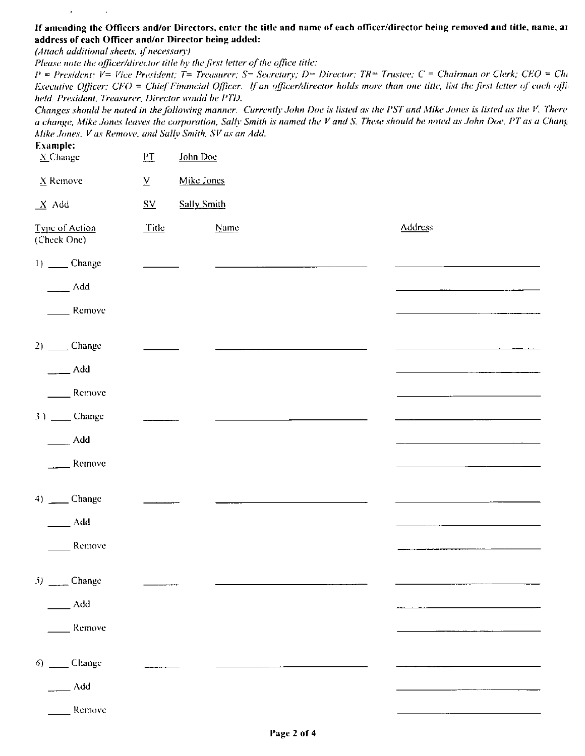**If amending the Officers and/or Directors, enter the title and name of each officer/director being removed and title, name, ar address of each Officer and/or Director being added:**

*(Attach additional sheets, if necessary)*

*Please note the officer/director title by the first letter of the office title:*

*P = President; V= Vice President; T= Treasurer; S= Secretary; D= Director; TR= Trustee; C = Chairman or Clerk; CEO = Chi Executive Officer; CFO = Chief Financial Officer. If an officer/director holds more than one title, list the first letter of each offi held. President, Treasurer, Director would be PTD.*

*Changes should be noted in the following manner. Currently John Doe is listed as the PST and Mike Jones is listed as the V. There a change, Mike Jones leaves the corporation, Sally Smith is named the V and S. These should be noted as John Doe, PT as a Chang Mike Jones, V as Remove, and Sally Smith, SV as an Add.*

**Example:**

| | | |
|---|---|---|
| X Change | PT | John Doe |
| X Remove | V | Mike Jones |
| X Add | SV | Sally Smith |

| Type of Action (Check One) | Title | Name | Address |
|---|---|---|---|
| 1) ____ Change | ______ | ______________________ | ______________________ |
| ____ Add | | | ______________________ |
| ____ Remove | | | ______________________ |
| 2) ____ Change | ______ | ______________________ | ______________________ |
| ____ Add | | | ______________________ |
| ____ Remove | | | ______________________ |
| 3) ____ Change | ______ | ______________________ | ______________________ |
| ____ Add | | | ______________________ |
| ____ Remove | | | ______________________ |
| 4) ____ Change | ______ | ______________________ | ______________________ |
| ____ Add | | | ______________________ |
| ____ Remove | | | ______________________ |
| 5) ____ Change | ______ | ______________________ | ______________________ |
| ____ Add | | | ______________________ |
| ____ Remove | | | ______________________ |
| 6) ____ Change | ______ | ______________________ | ______________________ |
| ____ Add | | | ______________________ |
| ____ Remove | | | ______________________ |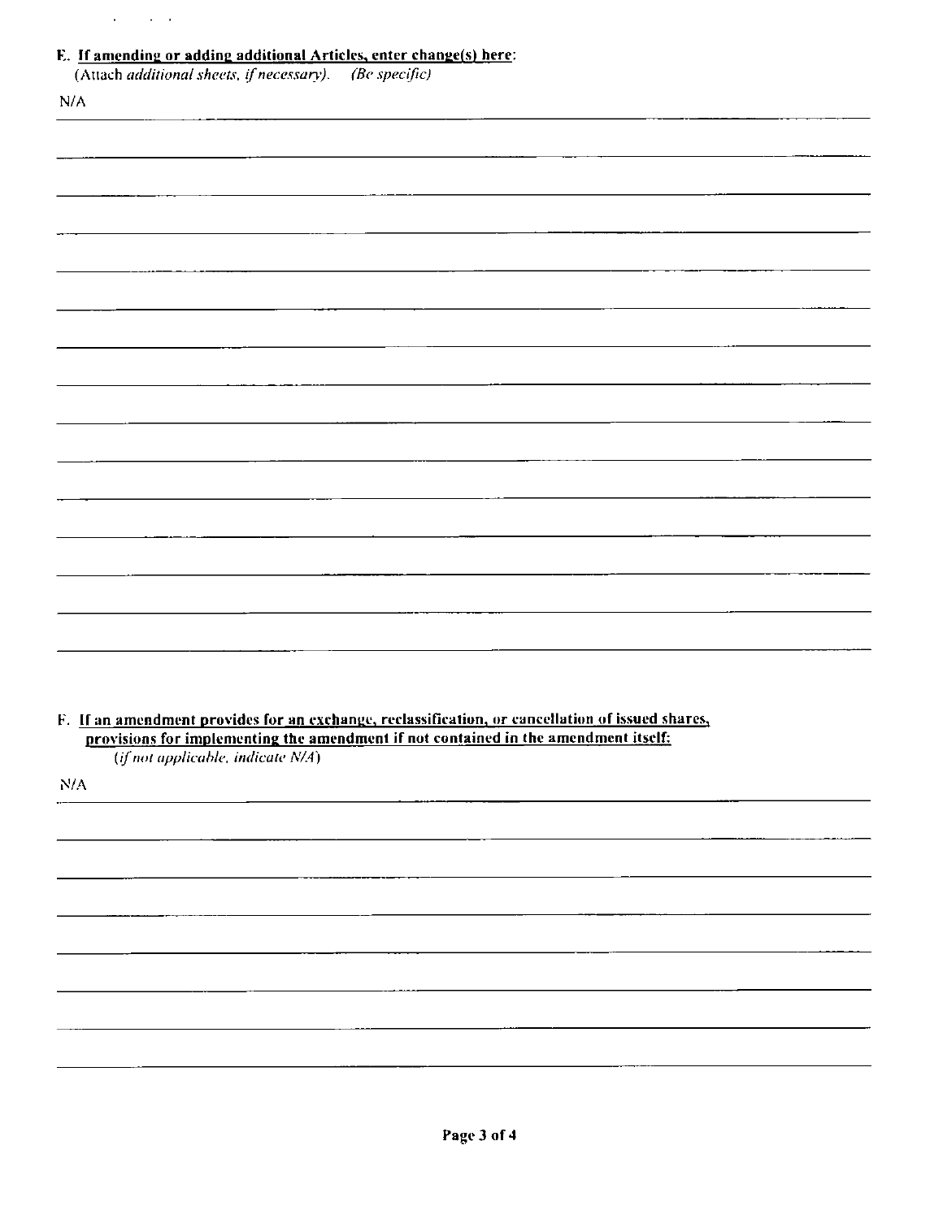**E. If amending or adding additional Articles, enter change(s) here:**
(Attach *additional sheets, if necessary*). *(Be specific)*

N/A

**F. If an amendment provides for an exchange, reclassification, or cancellation of issued shares, provisions for implementing the amendment if not contained in the amendment itself:**
*(if not applicable, indicate N/A)*

N/A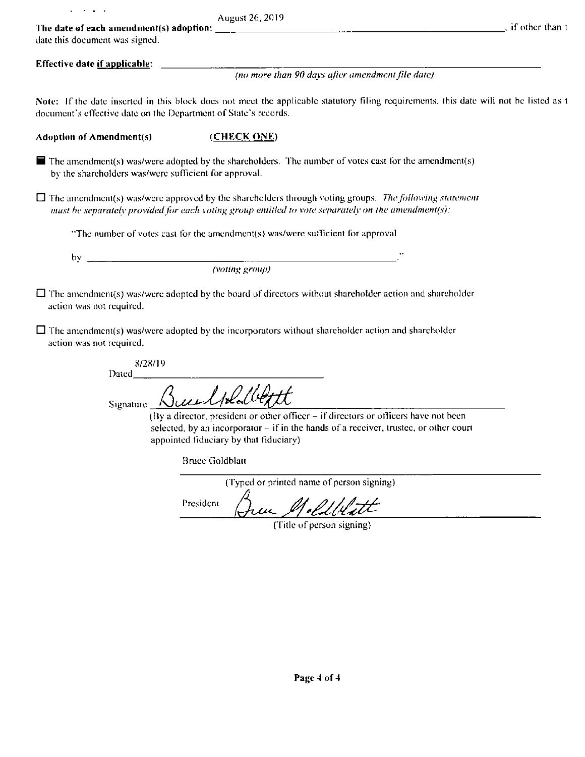**The date of each amendment(s) adoption:** August 26, 2019, if other than t date this document was signed.

**Effective date if applicable:** ____________________

*(no more than 90 days after amendment file date)*

**Note:** If the date inserted in this block does not meet the applicable statutory filing requirements, this date will not be listed as t document's effective date on the Department of State's records.

**Adoption of Amendment(s)** **(CHECK ONE)**

■ The amendment(s) was/were adopted by the shareholders. The number of votes cast for the amendment(s) by the shareholders was/were sufficient for approval.

☐ The amendment(s) was/were approved by the shareholders through voting groups. *The following statement must be separately provided for each voting group entitled to vote separately on the amendment(s):*

"The number of votes cast for the amendment(s) was/were sufficient for approval

by ____________________."

*(voting group)*

☐ The amendment(s) was/were adopted by the board of directors without shareholder action and shareholder action was not required.

☐ The amendment(s) was/were adopted by the incorporators without shareholder action and shareholder action was not required.

Dated 8/28/19

Signature [signature]

(By a director, president or other officer – if directors or officers have not been selected, by an incorporator – if in the hands of a receiver, trustee, or other court appointed fiduciary by that fiduciary)

Bruce Goldblatt

(Typed or printed name of person signing)

President [signature]

(Title of person signing)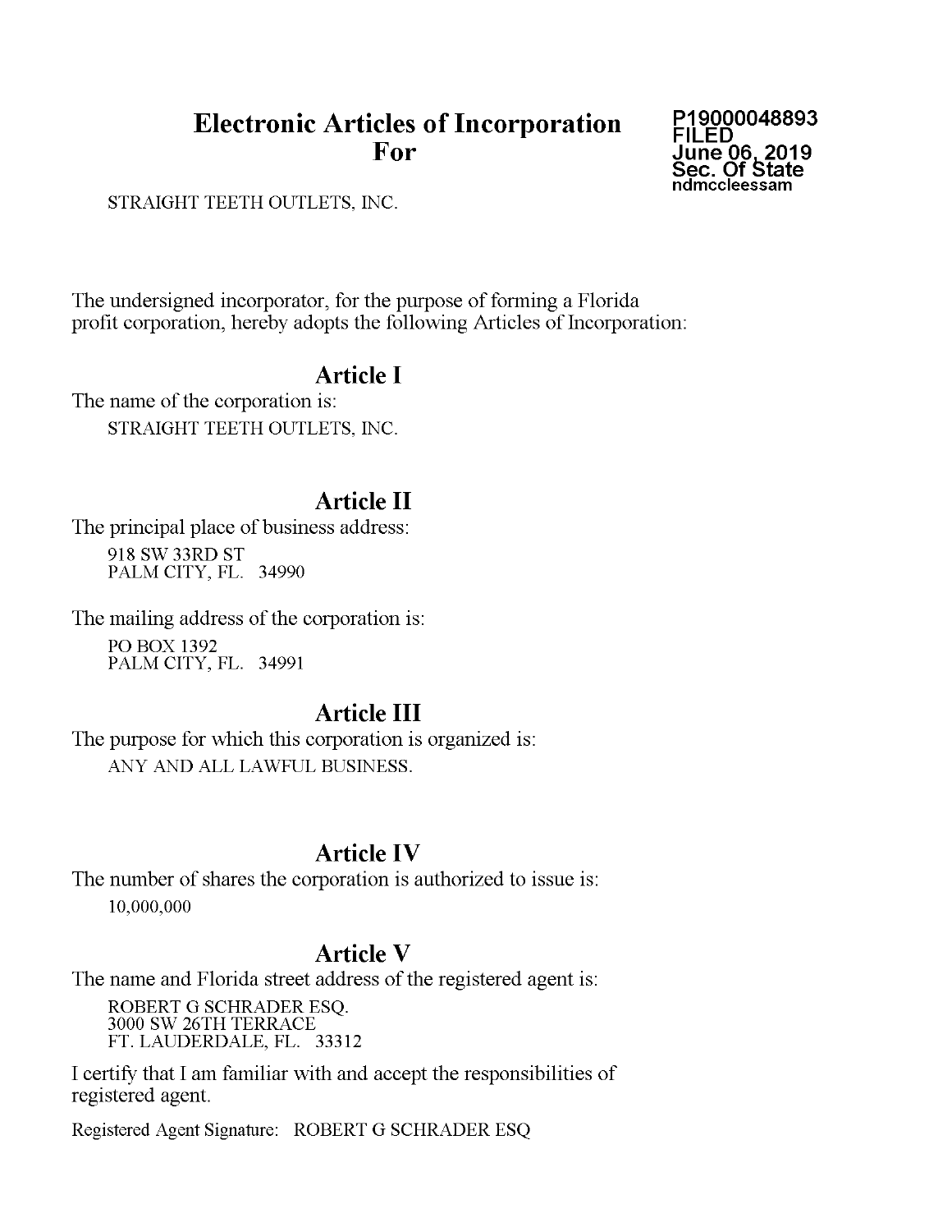# Electronic Articles of Incorporation For

**P19000048893**
**FILED**
**June 06, 2019**
**Sec. Of State**
**ndmccleessam**

STRAIGHT TEETH OUTLETS, INC.

The undersigned incorporator, for the purpose of forming a Florida profit corporation, hereby adopts the following Articles of Incorporation:

## Article I

The name of the corporation is:

STRAIGHT TEETH OUTLETS, INC.

## Article II

The principal place of business address:

918 SW 33RD ST
PALM CITY, FL. 34990

The mailing address of the corporation is:

PO BOX 1392
PALM CITY, FL. 34991

## Article III

The purpose for which this corporation is organized is:

ANY AND ALL LAWFUL BUSINESS.

## Article IV

The number of shares the corporation is authorized to issue is:

10,000,000

## Article V

The name and Florida street address of the registered agent is:

ROBERT G SCHRADER ESQ.
3000 SW 26TH TERRACE
FT. LAUDERDALE, FL. 33312

I certify that I am familiar with and accept the responsibilities of registered agent.

Registered Agent Signature: ROBERT G SCHRADER ESQ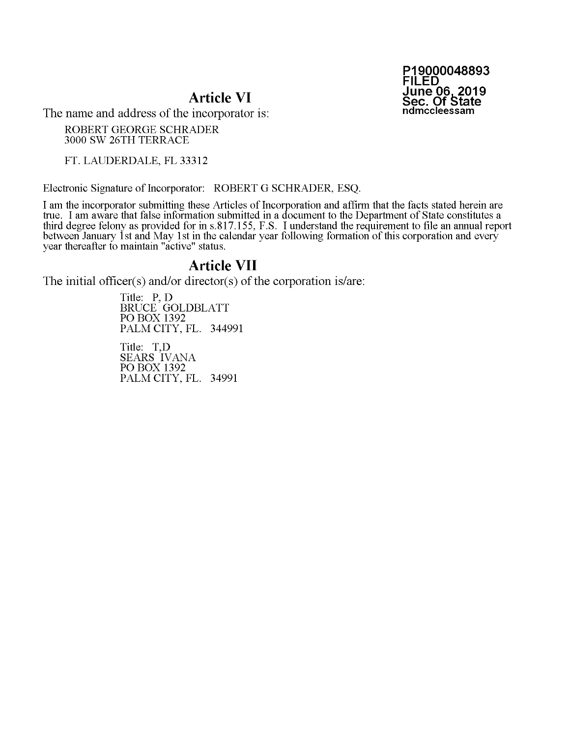P19000048893
FILED
June 06, 2019
Sec. Of State
ndmccleessam

## Article VI

The name and address of the incorporator is:

ROBERT GEORGE SCHRADER
3000 SW 26TH TERRACE

FT. LAUDERDALE, FL 33312

Electronic Signature of Incorporator: ROBERT G SCHRADER, ESQ.

I am the incorporator submitting these Articles of Incorporation and affirm that the facts stated herein are true. I am aware that false information submitted in a document to the Department of State constitutes a third degree felony as provided for in s.817.155, F.S. I understand the requirement to file an annual report between January 1st and May 1st in the calendar year following formation of this corporation and every year thereafter to maintain "active" status.

## Article VII

The initial officer(s) and/or director(s) of the corporation is/are:

Title: P, D
BRUCE GOLDBLATT
PO BOX 1392
PALM CITY, FL. 344991

Title: T,D
SEARS IVANA
PO BOX 1392
PALM CITY, FL. 34991